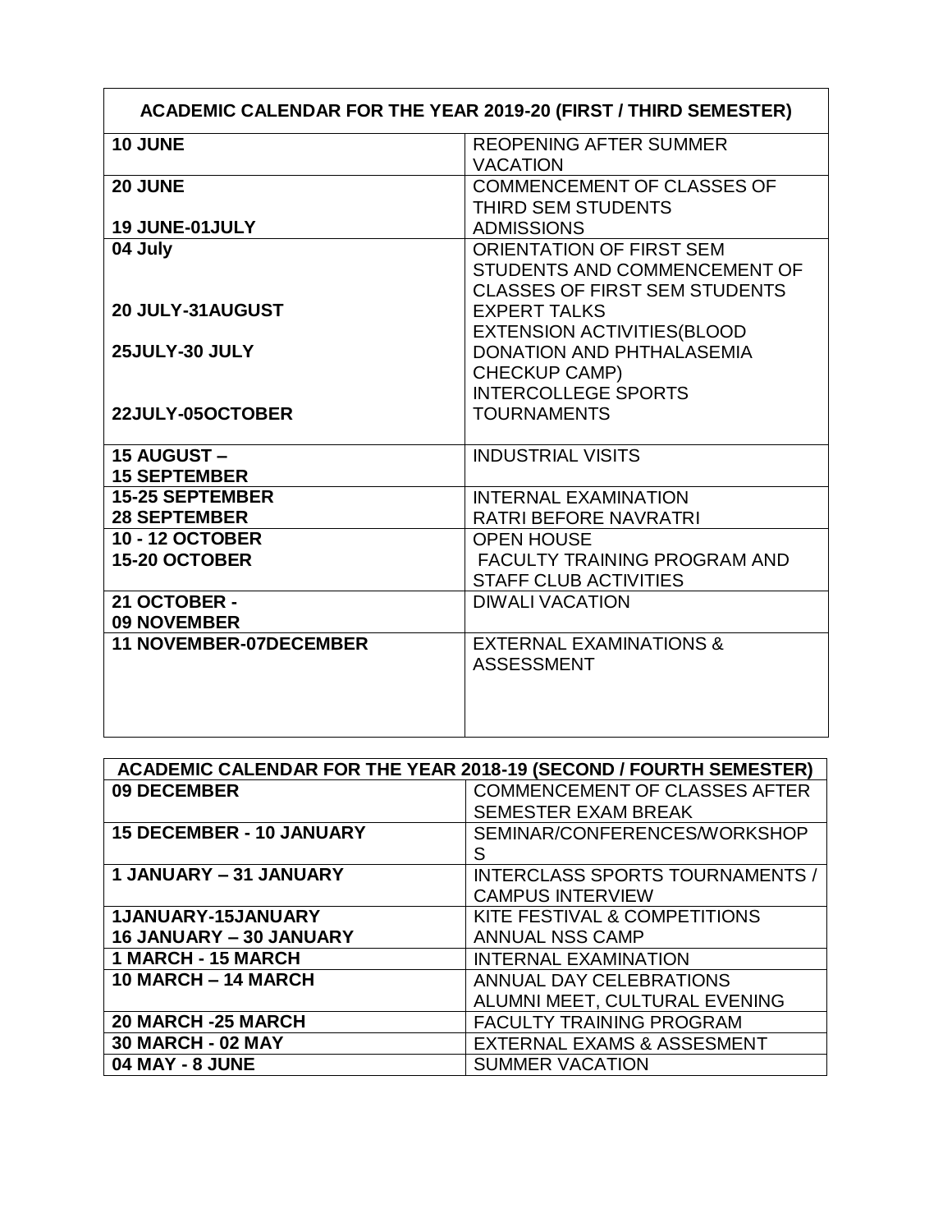| ACADEMIC CALENDAR FOR THE YEAR 2019-20 (FIRST / THIRD SEMESTER) | |
|---|---|
| **10 JUNE** | REOPENING AFTER SUMMER VACATION |
| **20 JUNE**<br><br>**19 JUNE-01JULY** | COMMENCEMENT OF CLASSES OF THIRD SEM STUDENTS<br>ADMISSIONS |
| **04 July**<br><br><br>**20 JULY-31AUGUST**<br><br>**25JULY-30 JULY**<br><br><br>**22JULY-05OCTOBER** | ORIENTATION OF FIRST SEM STUDENTS AND COMMENCEMENT OF CLASSES OF FIRST SEM STUDENTS<br>EXPERT TALKS<br>EXTENSION ACTIVITIES(BLOOD DONATION AND PHTHALASEMIA CHECKUP CAMP)<br>INTERCOLLEGE SPORTS TOURNAMENTS |
| **15 AUGUST – 15 SEPTEMBER** | INDUSTRIAL VISITS |
| **15-25 SEPTEMBER**<br>**28 SEPTEMBER** | INTERNAL EXAMINATION<br>RATRI BEFORE NAVRATRI |
| **10 - 12 OCTOBER**<br>**15-20 OCTOBER** | OPEN HOUSE<br>FACULTY TRAINING PROGRAM AND STAFF CLUB ACTIVITIES |
| **21 OCTOBER - 09 NOVEMBER** | DIWALI VACATION |
| **11 NOVEMBER-07DECEMBER** | EXTERNAL EXAMINATIONS & ASSESSMENT |

| ACADEMIC CALENDAR FOR THE YEAR 2018-19 (SECOND / FOURTH SEMESTER) | |
|---|---|
| **09 DECEMBER** | COMMENCEMENT OF CLASSES AFTER SEMESTER EXAM BREAK |
| **15 DECEMBER - 10 JANUARY** | SEMINAR/CONFERENCES/WORKSHOPS |
| **1 JANUARY – 31 JANUARY** | INTERCLASS SPORTS TOURNAMENTS / CAMPUS INTERVIEW |
| **1JANUARY-15JANUARY**<br>**16 JANUARY – 30 JANUARY** | KITE FESTIVAL & COMPETITIONS<br>ANNUAL NSS CAMP |
| **1 MARCH - 15 MARCH** | INTERNAL EXAMINATION |
| **10 MARCH – 14 MARCH** | ANNUAL DAY CELEBRATIONS<br>ALUMNI MEET, CULTURAL EVENING |
| **20 MARCH -25 MARCH** | FACULTY TRAINING PROGRAM |
| **30 MARCH - 02 MAY** | EXTERNAL EXAMS & ASSESMENT |
| **04 MAY - 8 JUNE** | SUMMER VACATION |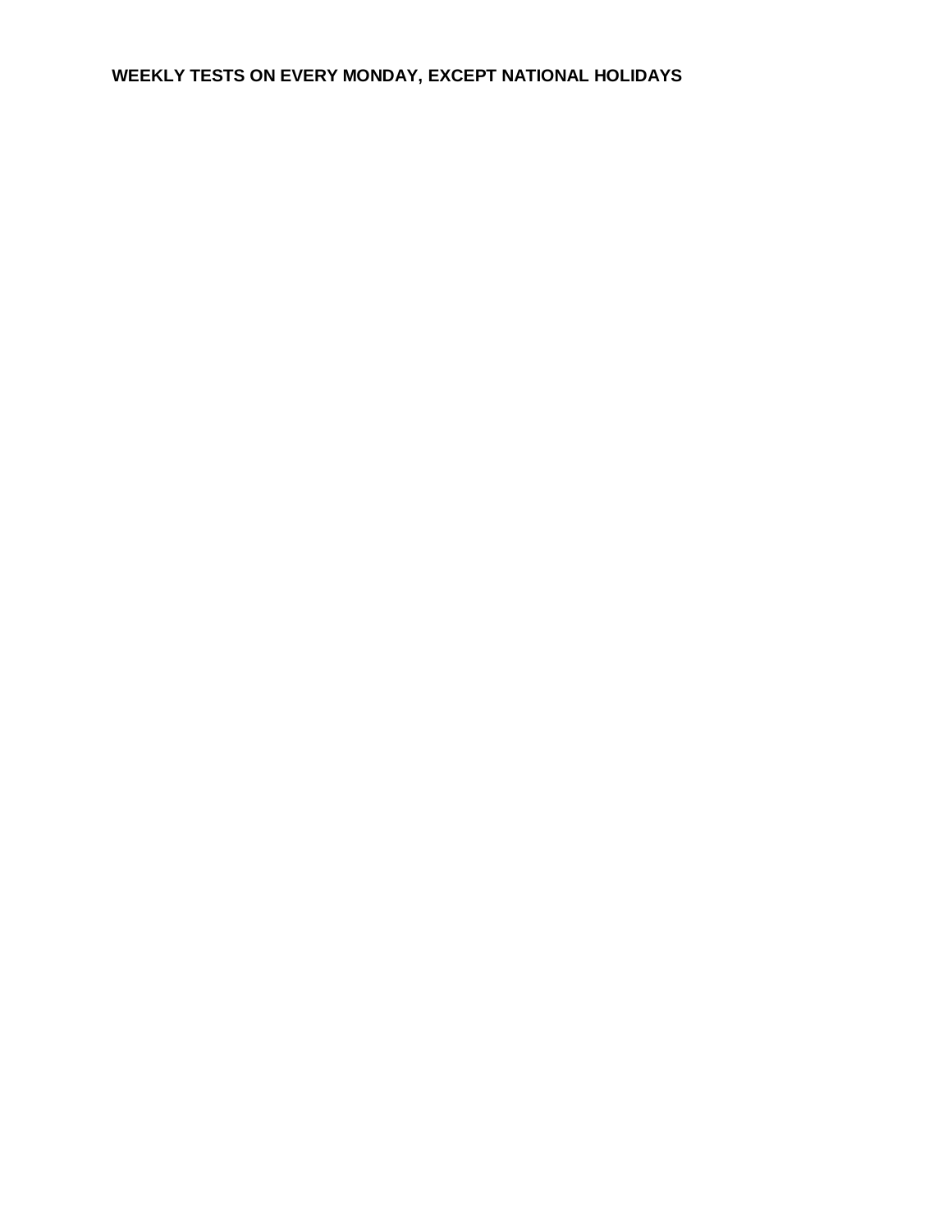**WEEKLY TESTS ON EVERY MONDAY, EXCEPT NATIONAL HOLIDAYS**